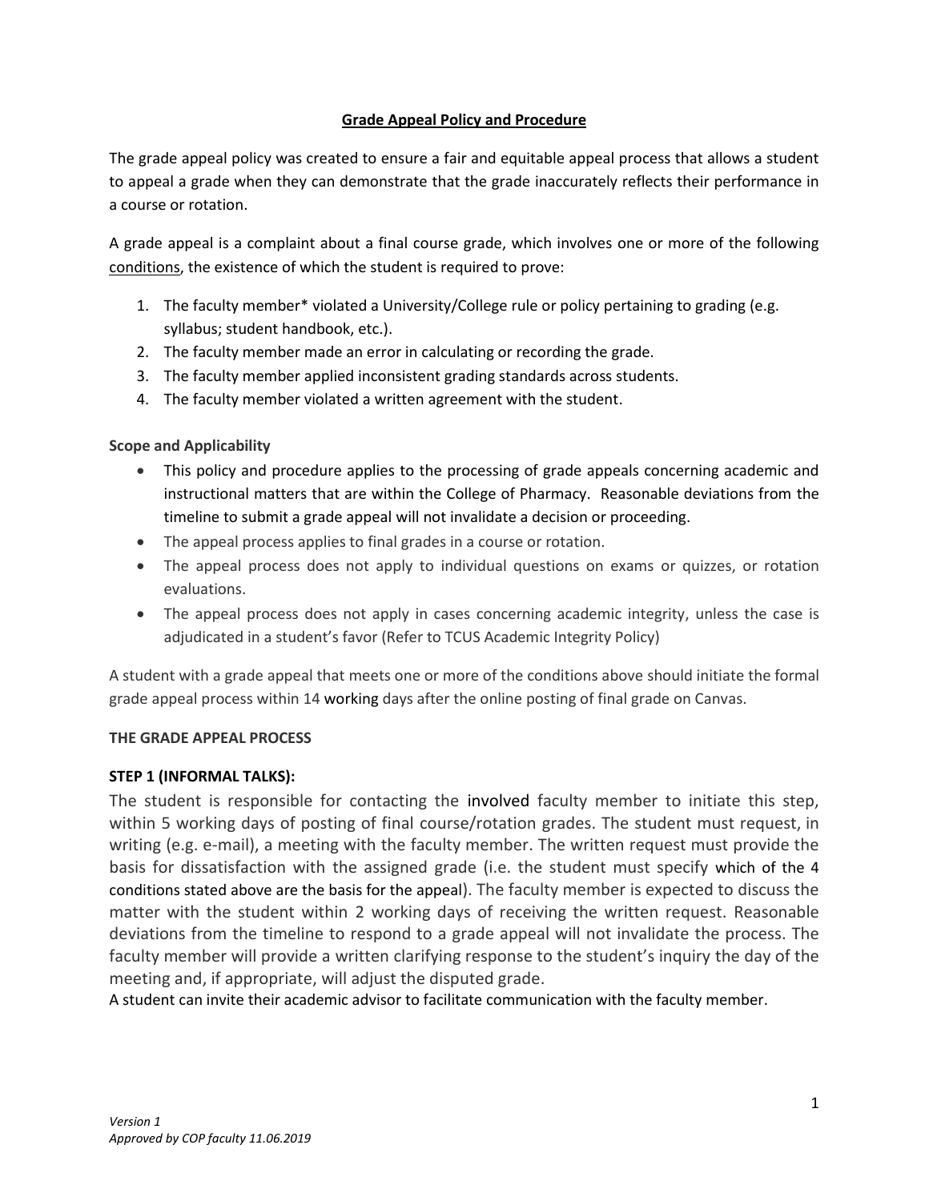# Grade Appeal Policy and Procedure

The grade appeal policy was created to ensure a fair and equitable appeal process that allows a student to appeal a grade when they can demonstrate that the grade inaccurately reflects their performance in a course or rotation.

A grade appeal is a complaint about a final course grade, which involves one or more of the following conditions, the existence of which the student is required to prove:

1. The faculty member* violated a University/College rule or policy pertaining to grading (e.g. syllabus; student handbook, etc.).
2. The faculty member made an error in calculating or recording the grade.
3. The faculty member applied inconsistent grading standards across students.
4. The faculty member violated a written agreement with the student.

**Scope and Applicability**

- This policy and procedure applies to the processing of grade appeals concerning academic and instructional matters that are within the College of Pharmacy. Reasonable deviations from the timeline to submit a grade appeal will not invalidate a decision or proceeding.
- The appeal process applies to final grades in a course or rotation.
- The appeal process does not apply to individual questions on exams or quizzes, or rotation evaluations.
- The appeal process does not apply in cases concerning academic integrity, unless the case is adjudicated in a student's favor (Refer to TCUS Academic Integrity Policy)

A student with a grade appeal that meets one or more of the conditions above should initiate the formal grade appeal process within 14 working days after the online posting of final grade on Canvas.

**THE GRADE APPEAL PROCESS**

**STEP 1 (INFORMAL TALKS):**

The student is responsible for contacting the involved faculty member to initiate this step, within 5 working days of posting of final course/rotation grades. The student must request, in writing (e.g. e-mail), a meeting with the faculty member. The written request must provide the basis for dissatisfaction with the assigned grade (i.e. the student must specify which of the 4 conditions stated above are the basis for the appeal). The faculty member is expected to discuss the matter with the student within 2 working days of receiving the written request. Reasonable deviations from the timeline to respond to a grade appeal will not invalidate the process. The faculty member will provide a written clarifying response to the student's inquiry the day of the meeting and, if appropriate, will adjust the disputed grade.

A student can invite their academic advisor to facilitate communication with the faculty member.

*Version 1*
*Approved by COP faculty 11.06.2019*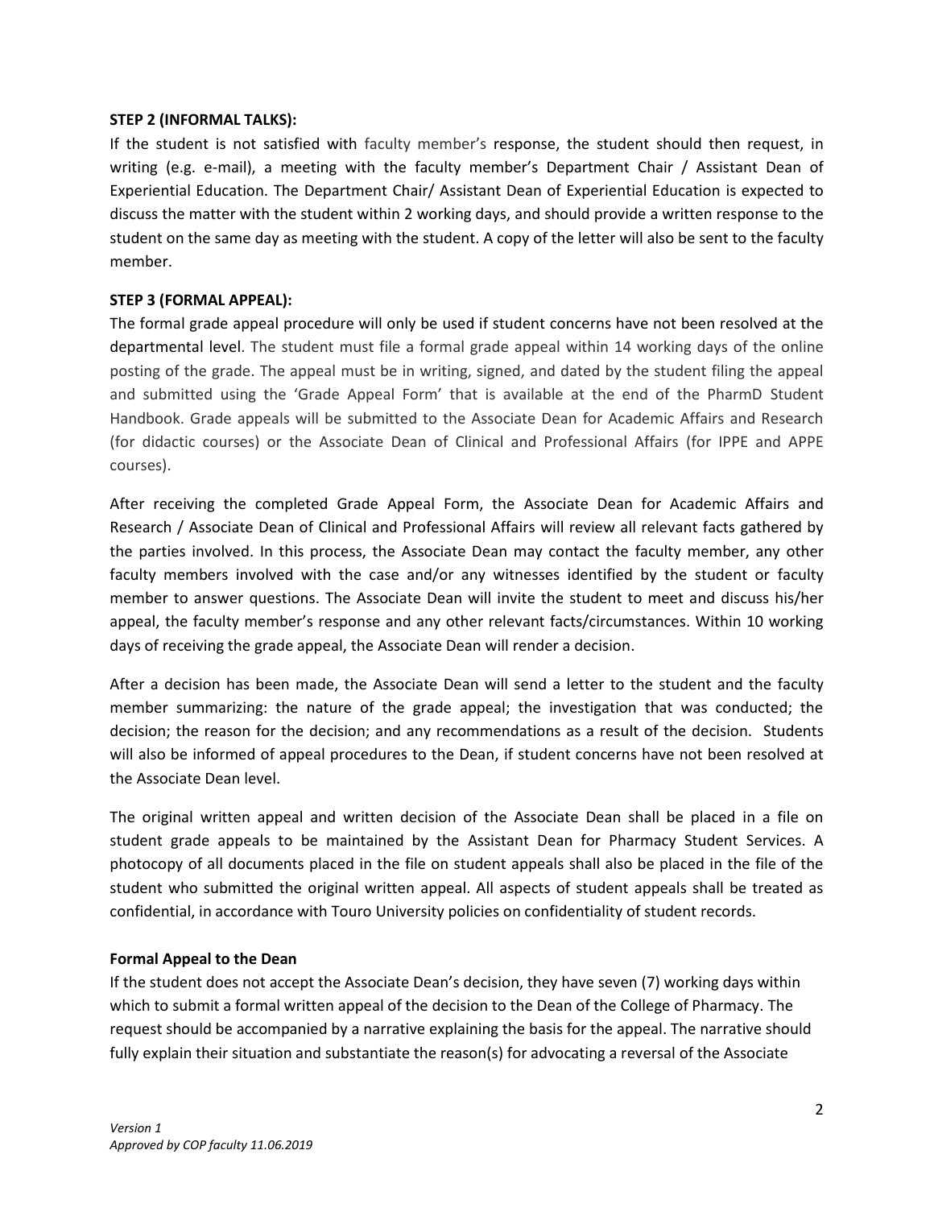**STEP 2 (INFORMAL TALKS):**

If the student is not satisfied with faculty member's response, the student should then request, in writing (e.g. e-mail), a meeting with the faculty member's Department Chair / Assistant Dean of Experiential Education. The Department Chair/ Assistant Dean of Experiential Education is expected to discuss the matter with the student within 2 working days, and should provide a written response to the student on the same day as meeting with the student. A copy of the letter will also be sent to the faculty member.

**STEP 3 (FORMAL APPEAL):**

The formal grade appeal procedure will only be used if student concerns have not been resolved at the departmental level. The student must file a formal grade appeal within 14 working days of the online posting of the grade. The appeal must be in writing, signed, and dated by the student filing the appeal and submitted using the 'Grade Appeal Form' that is available at the end of the PharmD Student Handbook. Grade appeals will be submitted to the Associate Dean for Academic Affairs and Research (for didactic courses) or the Associate Dean of Clinical and Professional Affairs (for IPPE and APPE courses).

After receiving the completed Grade Appeal Form, the Associate Dean for Academic Affairs and Research / Associate Dean of Clinical and Professional Affairs will review all relevant facts gathered by the parties involved. In this process, the Associate Dean may contact the faculty member, any other faculty members involved with the case and/or any witnesses identified by the student or faculty member to answer questions. The Associate Dean will invite the student to meet and discuss his/her appeal, the faculty member's response and any other relevant facts/circumstances. Within 10 working days of receiving the grade appeal, the Associate Dean will render a decision.

After a decision has been made, the Associate Dean will send a letter to the student and the faculty member summarizing: the nature of the grade appeal; the investigation that was conducted; the decision; the reason for the decision; and any recommendations as a result of the decision. Students will also be informed of appeal procedures to the Dean, if student concerns have not been resolved at the Associate Dean level.

The original written appeal and written decision of the Associate Dean shall be placed in a file on student grade appeals to be maintained by the Assistant Dean for Pharmacy Student Services. A photocopy of all documents placed in the file on student appeals shall also be placed in the file of the student who submitted the original written appeal. All aspects of student appeals shall be treated as confidential, in accordance with Touro University policies on confidentiality of student records.

**Formal Appeal to the Dean**

If the student does not accept the Associate Dean's decision, they have seven (7) working days within which to submit a formal written appeal of the decision to the Dean of the College of Pharmacy. The request should be accompanied by a narrative explaining the basis for the appeal. The narrative should fully explain their situation and substantiate the reason(s) for advocating a reversal of the Associate

*Version 1*
*Approved by COP faculty 11.06.2019*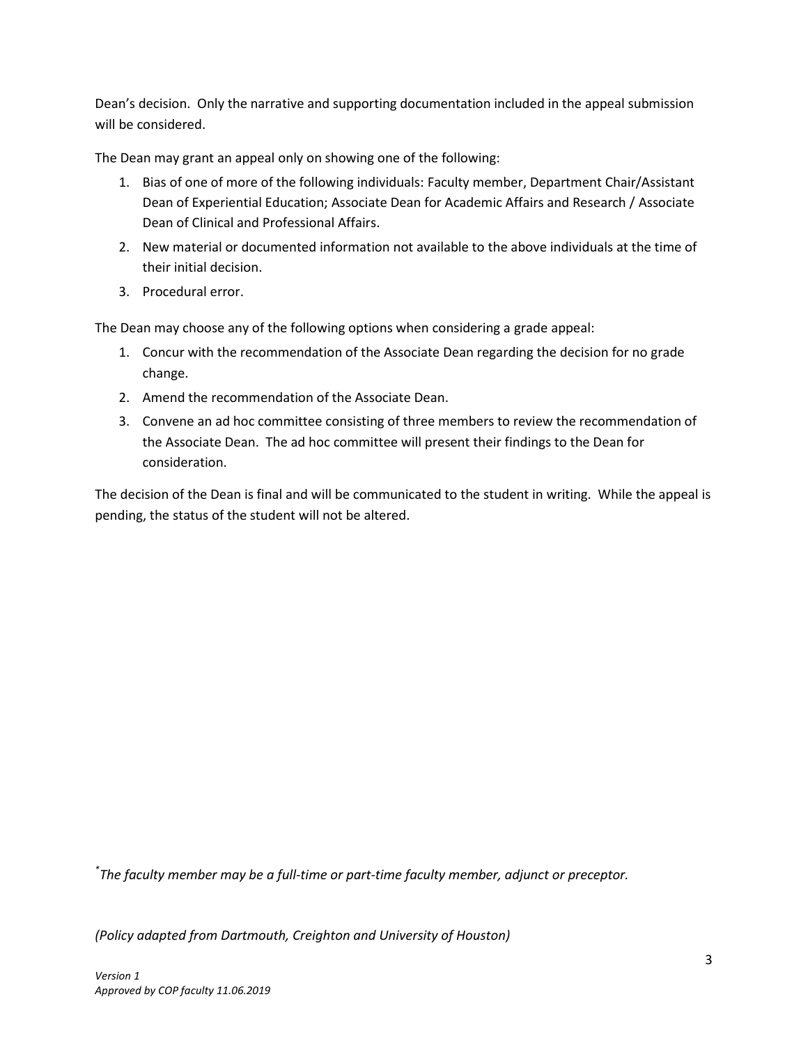Dean's decision. Only the narrative and supporting documentation included in the appeal submission will be considered.

The Dean may grant an appeal only on showing one of the following:

1. Bias of one of more of the following individuals: Faculty member, Department Chair/Assistant Dean of Experiential Education; Associate Dean for Academic Affairs and Research / Associate Dean of Clinical and Professional Affairs.
2. New material or documented information not available to the above individuals at the time of their initial decision.
3. Procedural error.

The Dean may choose any of the following options when considering a grade appeal:

1. Concur with the recommendation of the Associate Dean regarding the decision for no grade change.
2. Amend the recommendation of the Associate Dean.
3. Convene an ad hoc committee consisting of three members to review the recommendation of the Associate Dean. The ad hoc committee will present their findings to the Dean for consideration.

The decision of the Dean is final and will be communicated to the student in writing. While the appeal is pending, the status of the student will not be altered.

*\*The faculty member may be a full-time or part-time faculty member, adjunct or preceptor.*

*(Policy adapted from Dartmouth, Creighton and University of Houston)*

*Version 1*
*Approved by COP faculty 11.06.2019*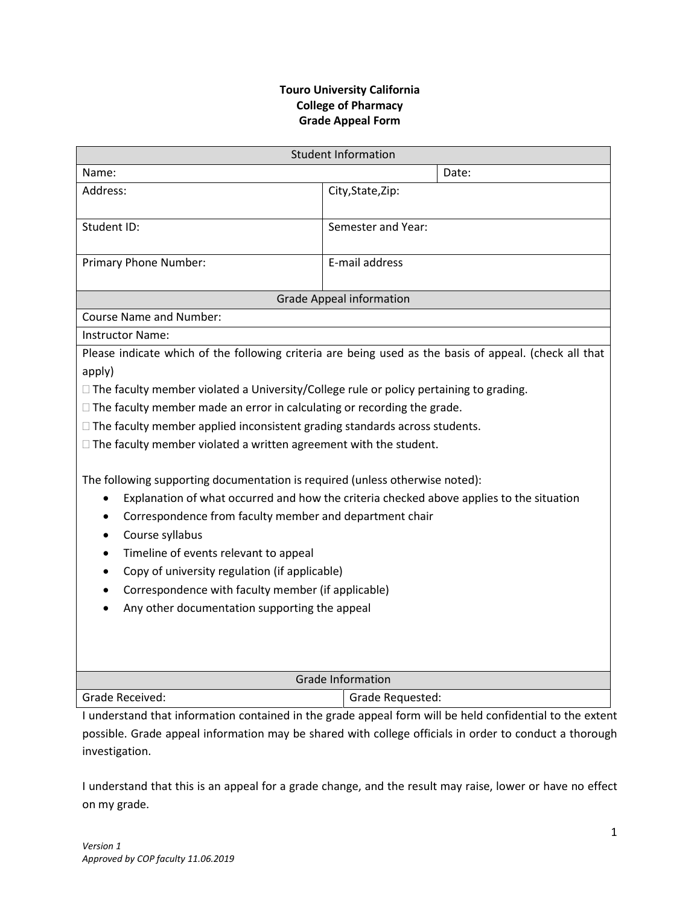**Touro University California**
**College of Pharmacy**
**Grade Appeal Form**

| Student Information | | |
|---|---|---|
| Name: | | Date: |
| Address: | City,State,Zip: | |
| Student ID: | Semester and Year: | |
| Primary Phone Number: | E-mail address | |

| Grade Appeal information |
|---|
| Course Name and Number: |
| Instructor Name: |

Please indicate which of the following criteria are being used as the basis of appeal. (check all that apply)

- ☐ The faculty member violated a University/College rule or policy pertaining to grading.
- ☐ The faculty member made an error in calculating or recording the grade.
- ☐ The faculty member applied inconsistent grading standards across students.
- ☐ The faculty member violated a written agreement with the student.

The following supporting documentation is required (unless otherwise noted):

- Explanation of what occurred and how the criteria checked above applies to the situation
- Correspondence from faculty member and department chair
- Course syllabus
- Timeline of events relevant to appeal
- Copy of university regulation (if applicable)
- Correspondence with faculty member (if applicable)
- Any other documentation supporting the appeal

| Grade Information | |
|---|---|
| Grade Received: | Grade Requested: |

I understand that information contained in the grade appeal form will be held confidential to the extent possible. Grade appeal information may be shared with college officials in order to conduct a thorough investigation.

I understand that this is an appeal for a grade change, and the result may raise, lower or have no effect on my grade.

*Version 1*
*Approved by COP faculty 11.06.2019*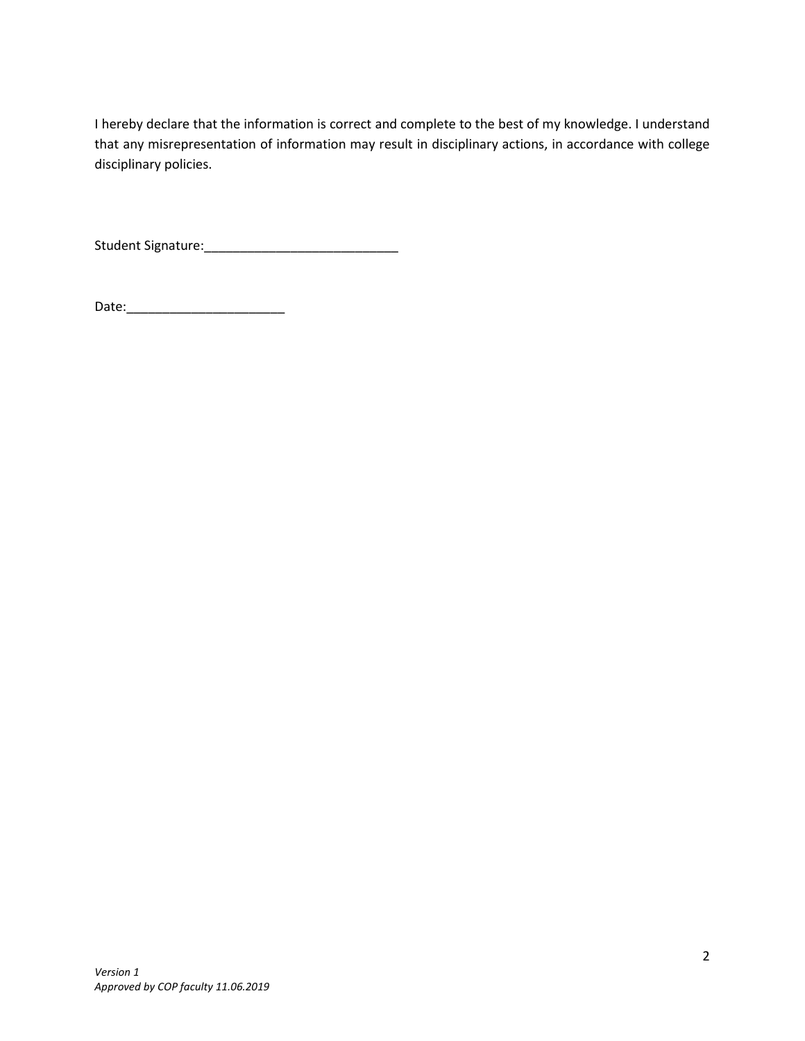I hereby declare that the information is correct and complete to the best of my knowledge. I understand that any misrepresentation of information may result in disciplinary actions, in accordance with college disciplinary policies.

Student Signature:___________________________

Date:______________________

*Version 1*
*Approved by COP faculty 11.06.2019*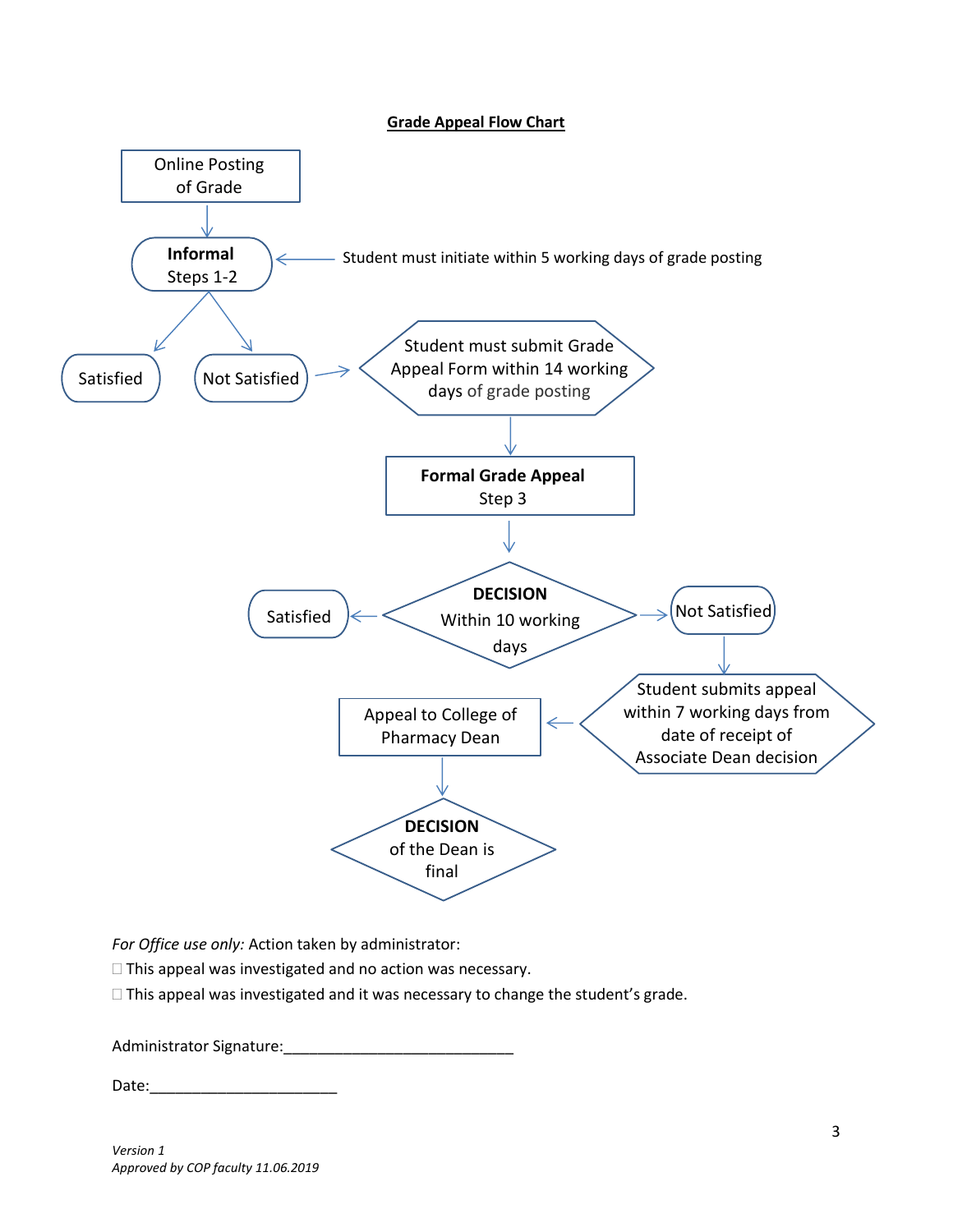**Grade Appeal Flow Chart**

Online Posting of Grade

**Informal** Steps 1-2

Student must initiate within 5 working days of grade posting

Satisfied

Not Satisfied

Student must submit Grade Appeal Form within 14 working days of grade posting

**Formal Grade Appeal** Step 3

Satisfied

**DECISION** Within 10 working days

Not Satisfied

Appeal to College of Pharmacy Dean

Student submits appeal within 7 working days from date of receipt of Associate Dean decision

**DECISION** of the Dean is final

*For Office use only:* Action taken by administrator:

☐ This appeal was investigated and no action was necessary.

☐ This appeal was investigated and it was necessary to change the student's grade.

Administrator Signature:____________________________

Date:_______________________

*Version 1*
*Approved by COP faculty 11.06.2019*